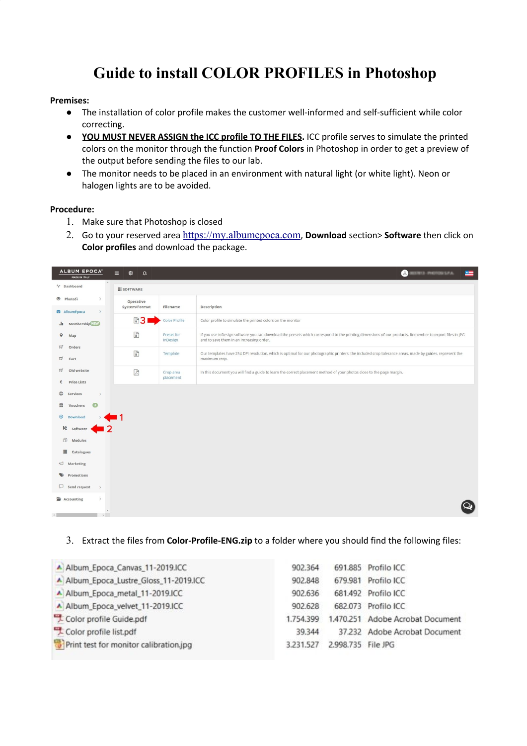# Guide to install COLOR PROFILES in Photoshop

**Premises:**

- The installation of color profile makes the customer well-informed and self-sufficient while color correcting.
- **YOU MUST NEVER ASSIGN the ICC profile TO THE FILES**. ICC profile serves to simulate the printed colors on the monitor through the function **Proof Colors** in Photoshop in order to get a preview of the output before sending the files to our lab.
- The monitor needs to be placed in an environment with natural light (or white light). Neon or halogen lights are to be avoided.

**Procedure:**

1. Make sure that Photoshop is closed
2. Go to your reserved area https://my.albumepoca.com, **Download** section> **Software** then click on **Color profiles** and download the package.
3. Extract the files from **Color-Profile-ENG.zip** to a folder where you should find the following files:

| | | | |
|---|---|---|---|
| Album_Epoca_Canvas_11-2019.ICC | 902.364 | 691.885 | Profilo ICC |
| Album_Epoca_Lustre_Gloss_11-2019.ICC | 902.848 | 679.981 | Profilo ICC |
| Album_Epoca_metal_11-2019.ICC | 902.636 | 681.492 | Profilo ICC |
| Album_Epoca_velvet_11-2019.ICC | 902.628 | 682.073 | Profilo ICC |
| Color profile Guide.pdf | 1.754.399 | 1.470.251 | Adobe Acrobat Document |
| Color profile list.pdf | 39.344 | 37.232 | Adobe Acrobat Document |
| Print test for monitor calibration.jpg | 3.231.527 | 2.998.735 | File JPG |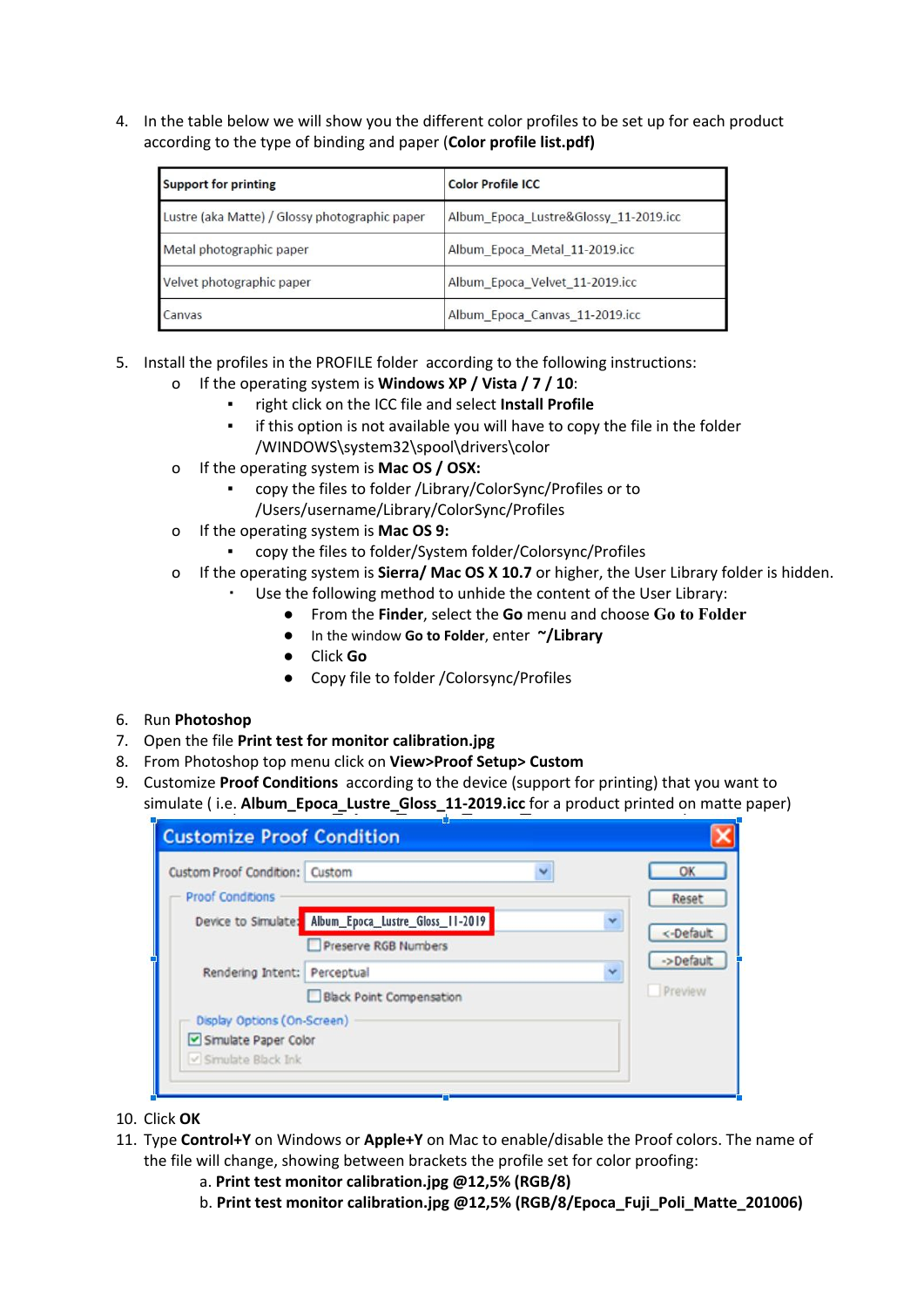4. In the table below we will show you the different color profiles to be set up for each product according to the type of binding and paper (**Color profile list.pdf**)

| Support for printing | Color Profile ICC |
|---|---|
| Lustre (aka Matte) / Glossy photographic paper | Album_Epoca_Lustre&Glossy_11-2019.icc |
| Metal photographic paper | Album_Epoca_Metal_11-2019.icc |
| Velvet photographic paper | Album_Epoca_Velvet_11-2019.icc |
| Canvas | Album_Epoca_Canvas_11-2019.icc |

5. Install the profiles in the PROFILE folder according to the following instructions:
   - If the operating system is **Windows XP / Vista / 7 / 10**:
     - right click on the ICC file and select **Install Profile**
     - if this option is not available you will have to copy the file in the folder /WINDOWS\system32\spool\drivers\color
   - If the operating system is **Mac OS / OSX:**
     - copy the files to folder /Library/ColorSync/Profiles or to /Users/username/Library/ColorSync/Profiles
   - If the operating system is **Mac OS 9:**
     - copy the files to folder/System folder/Colorsync/Profiles
   - If the operating system is **Sierra/ Mac OS X 10.7** or higher, the User Library folder is hidden.
     - Use the following method to unhide the content of the User Library:
       - From the **Finder**, select the **Go** menu and choose **Go to Folder**
       - In the window **Go to Folder**, enter **~/Library**
       - Click **Go**
       - Copy file to folder /Colorsync/Profiles

6. Run **Photoshop**
7. Open the file **Print test for monitor calibration.jpg**
8. From Photoshop top menu click on **View>Proof Setup> Custom**
9. Customize **Proof Conditions** according to the device (support for printing) that you want to simulate ( i.e. **Album_Epoca_Lustre_Gloss_11-2019.icc** for a product printed on matte paper)

Customize Proof Condition

Custom Proof Condition: Custom

Proof Conditions

Device to Simulate: Album_Epoca_Lustre_Gloss_11-2019

Preserve RGB Numbers

Rendering Intent: Perceptual

Black Point Compensation

Display Options (On-Screen)

Simulate Paper Color

Simulate Black Ink

OK | Reset | <-Default | ->Default | Preview

10. Click **OK**
11. Type **Control+Y** on Windows or **Apple+Y** on Mac to enable/disable the Proof colors. The name of the file will change, showing between brackets the profile set for color proofing:
    a. **Print test monitor calibration.jpg @12,5% (RGB/8)**
    b. **Print test monitor calibration.jpg @12,5% (RGB/8/Epoca_Fuji_Poli_Matte_201006)**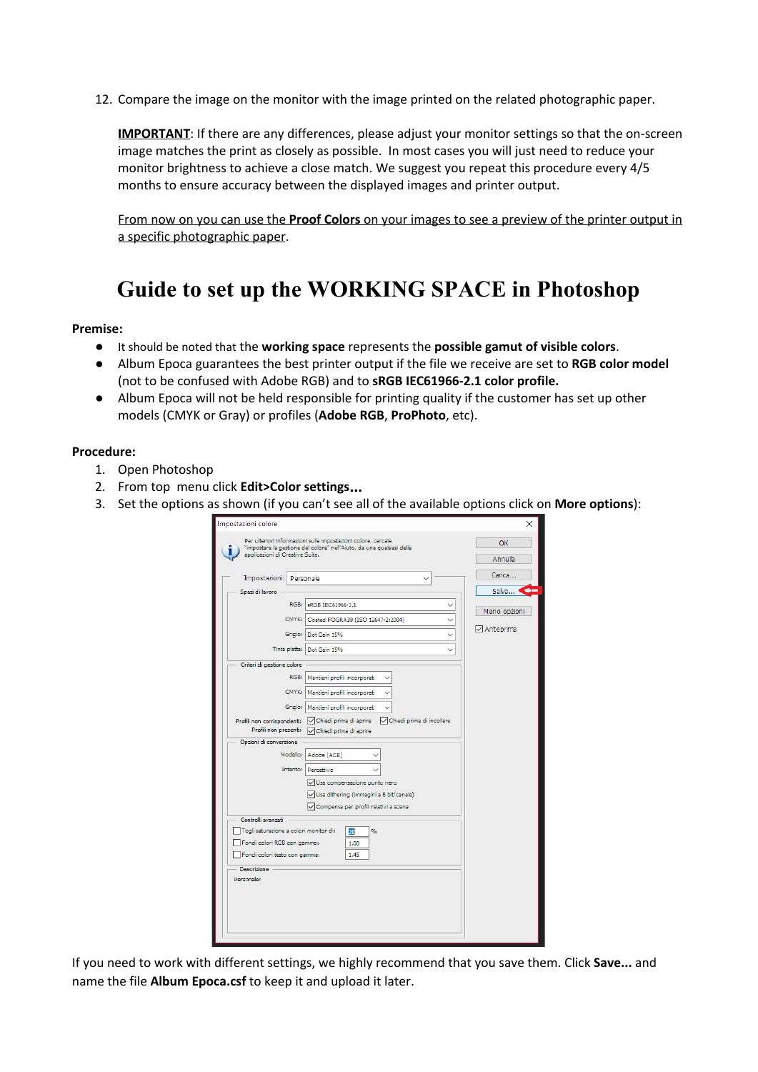12. Compare the image on the monitor with the image printed on the related photographic paper.

    **IMPORTANT**: If there are any differences, please adjust your monitor settings so that the on-screen image matches the print as closely as possible. In most cases you will just need to reduce your monitor brightness to achieve a close match. We suggest you repeat this procedure every 4/5 months to ensure accuracy between the displayed images and printer output.

    From now on you can use the **Proof Colors** on your images to see a preview of the printer output in a specific photographic paper.

# Guide to set up the WORKING SPACE in Photoshop

**Premise:**

- It should be noted that the **working space** represents the **possible gamut of visible colors**.
- Album Epoca guarantees the best printer output if the file we receive are set to **RGB color model** (not to be confused with Adobe RGB) and to **sRGB IEC61966-2.1 color profile.**
- Album Epoca will not be held responsible for printing quality if the customer has set up other models (CMYK or Gray) or profiles (**Adobe RGB**, **ProPhoto**, etc).

**Procedure:**

1. Open Photoshop
2. From top menu click **Edit>Color settings...**
3. Set the options as shown (if you can't see all of the available options click on **More options**):

If you need to work with different settings, we highly recommend that you save them. Click **Save...** and name the file **Album Epoca.csf** to keep it and upload it later.